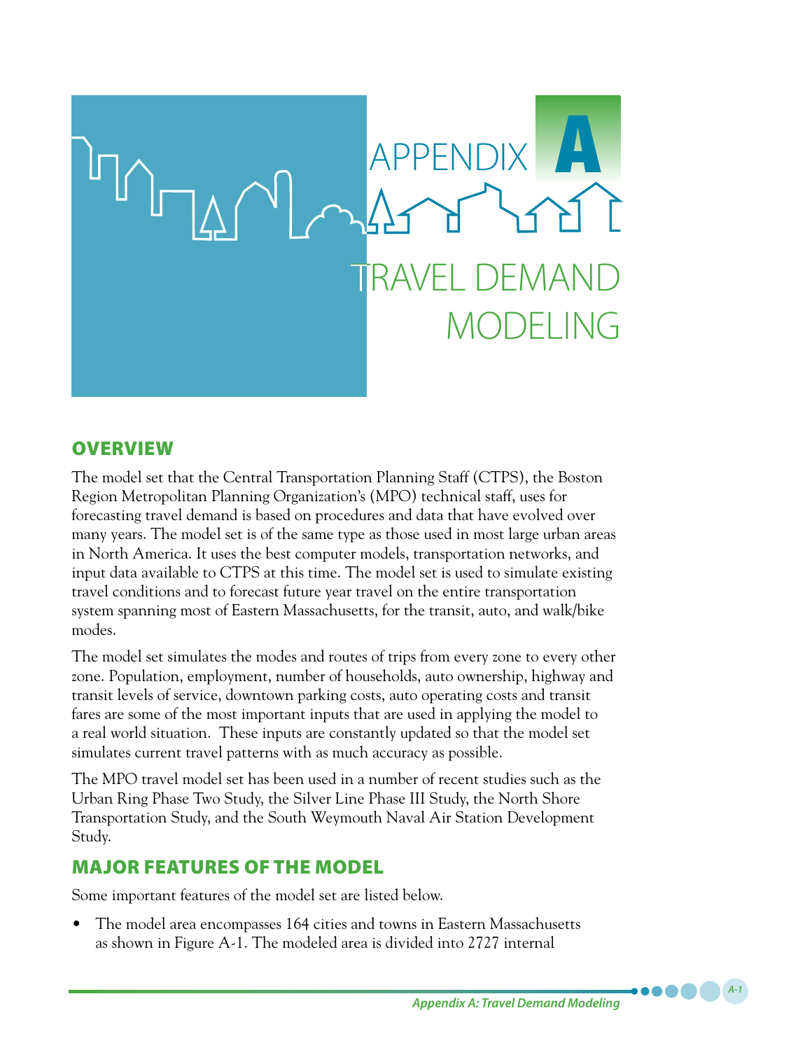# APPENDIX A

# TRAVEL DEMAND MODELING

## OVERVIEW

The model set that the Central Transportation Planning Staff (CTPS), the Boston Region Metropolitan Planning Organization's (MPO) technical staff, uses for forecasting travel demand is based on procedures and data that have evolved over many years. The model set is of the same type as those used in most large urban areas in North America. It uses the best computer models, transportation networks, and input data available to CTPS at this time. The model set is used to simulate existing travel conditions and to forecast future year travel on the entire transportation system spanning most of Eastern Massachusetts, for the transit, auto, and walk/bike modes.

The model set simulates the modes and routes of trips from every zone to every other zone. Population, employment, number of households, auto ownership, highway and transit levels of service, downtown parking costs, auto operating costs and transit fares are some of the most important inputs that are used in applying the model to a real world situation. These inputs are constantly updated so that the model set simulates current travel patterns with as much accuracy as possible.

The MPO travel model set has been used in a number of recent studies such as the Urban Ring Phase Two Study, the Silver Line Phase III Study, the North Shore Transportation Study, and the South Weymouth Naval Air Station Development Study.

## MAJOR FEATURES OF THE MODEL

Some important features of the model set are listed below.

- The model area encompasses 164 cities and towns in Eastern Massachusetts as shown in Figure A-1. The modeled area is divided into 2727 internal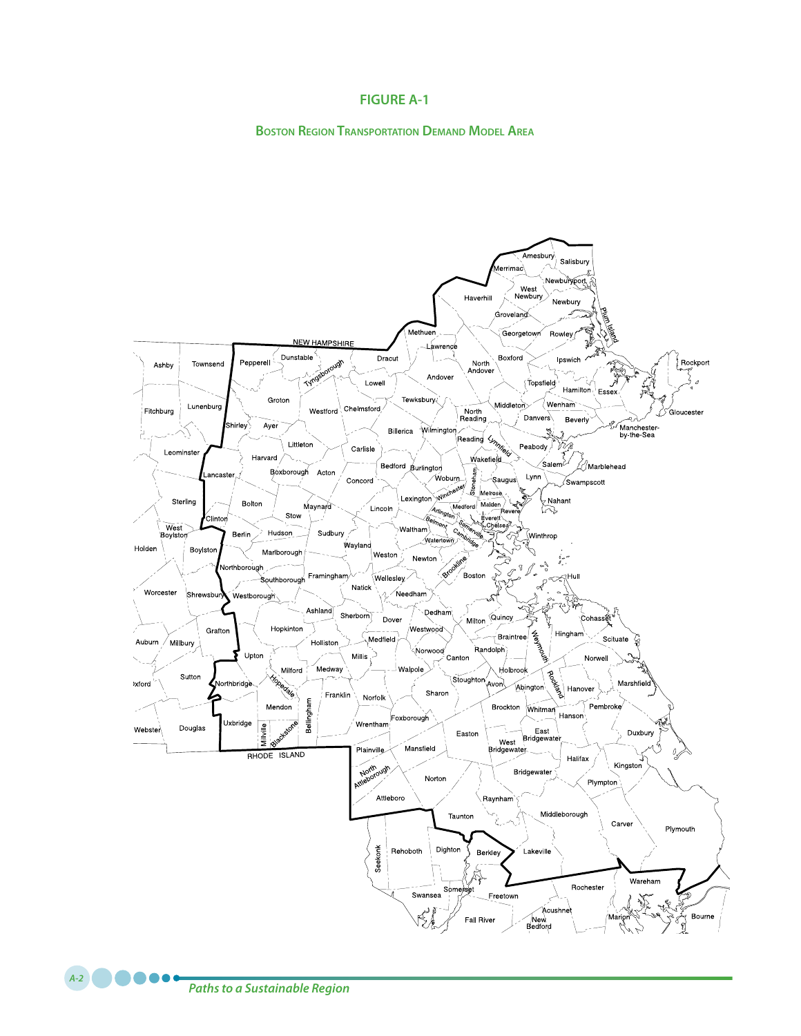# FIGURE A-1

## Boston Region Transportation Demand Model Area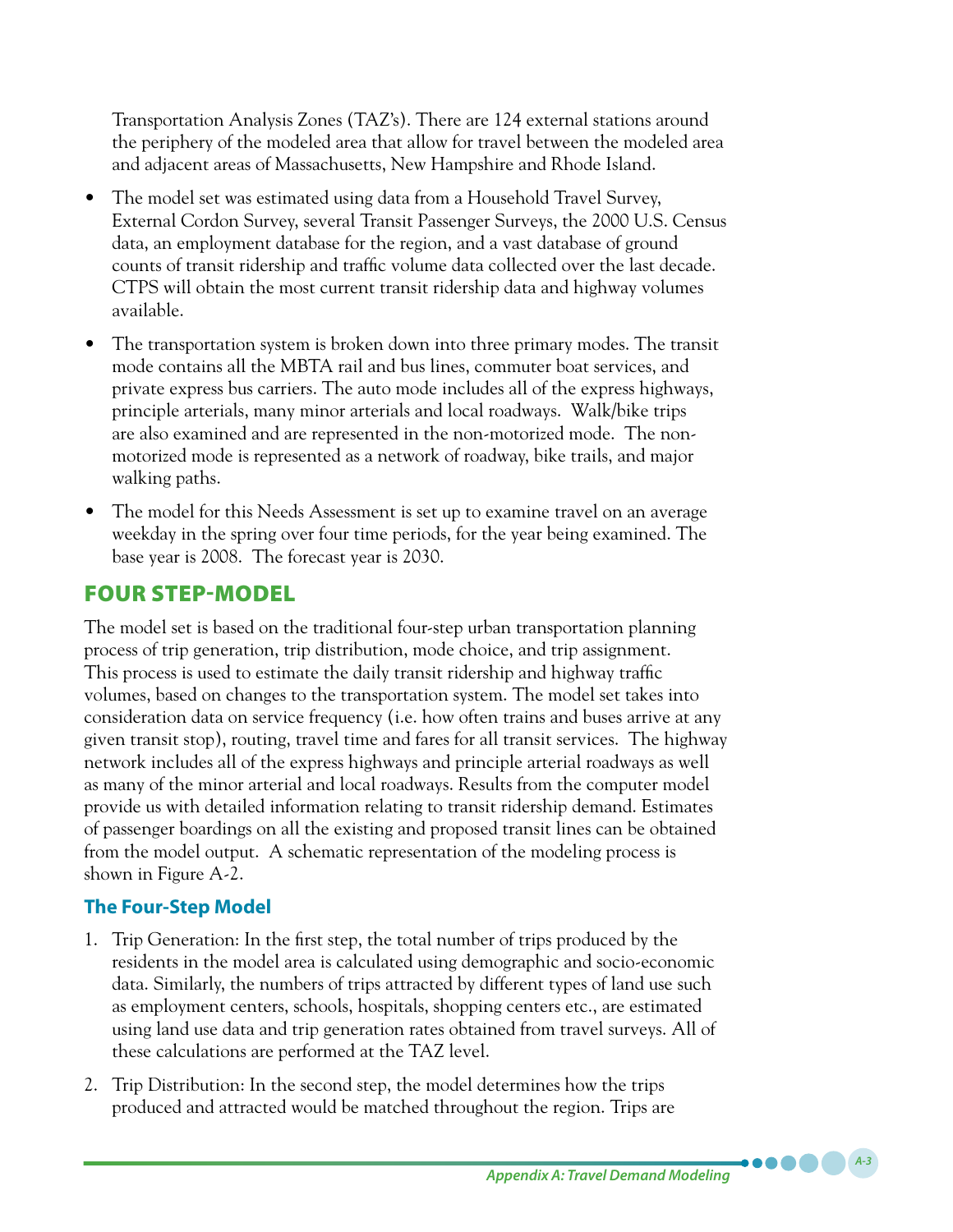Transportation Analysis Zones (TAZ's). There are 124 external stations around the periphery of the modeled area that allow for travel between the modeled area and adjacent areas of Massachusetts, New Hampshire and Rhode Island.

- The model set was estimated using data from a Household Travel Survey, External Cordon Survey, several Transit Passenger Surveys, the 2000 U.S. Census data, an employment database for the region, and a vast database of ground counts of transit ridership and traffic volume data collected over the last decade. CTPS will obtain the most current transit ridership data and highway volumes available.
- The transportation system is broken down into three primary modes. The transit mode contains all the MBTA rail and bus lines, commuter boat services, and private express bus carriers. The auto mode includes all of the express highways, principle arterials, many minor arterials and local roadways. Walk/bike trips are also examined and are represented in the non-motorized mode. The non-motorized mode is represented as a network of roadway, bike trails, and major walking paths.
- The model for this Needs Assessment is set up to examine travel on an average weekday in the spring over four time periods, for the year being examined. The base year is 2008. The forecast year is 2030.

## FOUR STEP-MODEL

The model set is based on the traditional four-step urban transportation planning process of trip generation, trip distribution, mode choice, and trip assignment. This process is used to estimate the daily transit ridership and highway traffic volumes, based on changes to the transportation system. The model set takes into consideration data on service frequency (i.e. how often trains and buses arrive at any given transit stop), routing, travel time and fares for all transit services. The highway network includes all of the express highways and principle arterial roadways as well as many of the minor arterial and local roadways. Results from the computer model provide us with detailed information relating to transit ridership demand. Estimates of passenger boardings on all the existing and proposed transit lines can be obtained from the model output. A schematic representation of the modeling process is shown in Figure A-2.

### The Four-Step Model

1. Trip Generation: In the first step, the total number of trips produced by the residents in the model area is calculated using demographic and socio-economic data. Similarly, the numbers of trips attracted by different types of land use such as employment centers, schools, hospitals, shopping centers etc., are estimated using land use data and trip generation rates obtained from travel surveys. All of these calculations are performed at the TAZ level.
2. Trip Distribution: In the second step, the model determines how the trips produced and attracted would be matched throughout the region. Trips are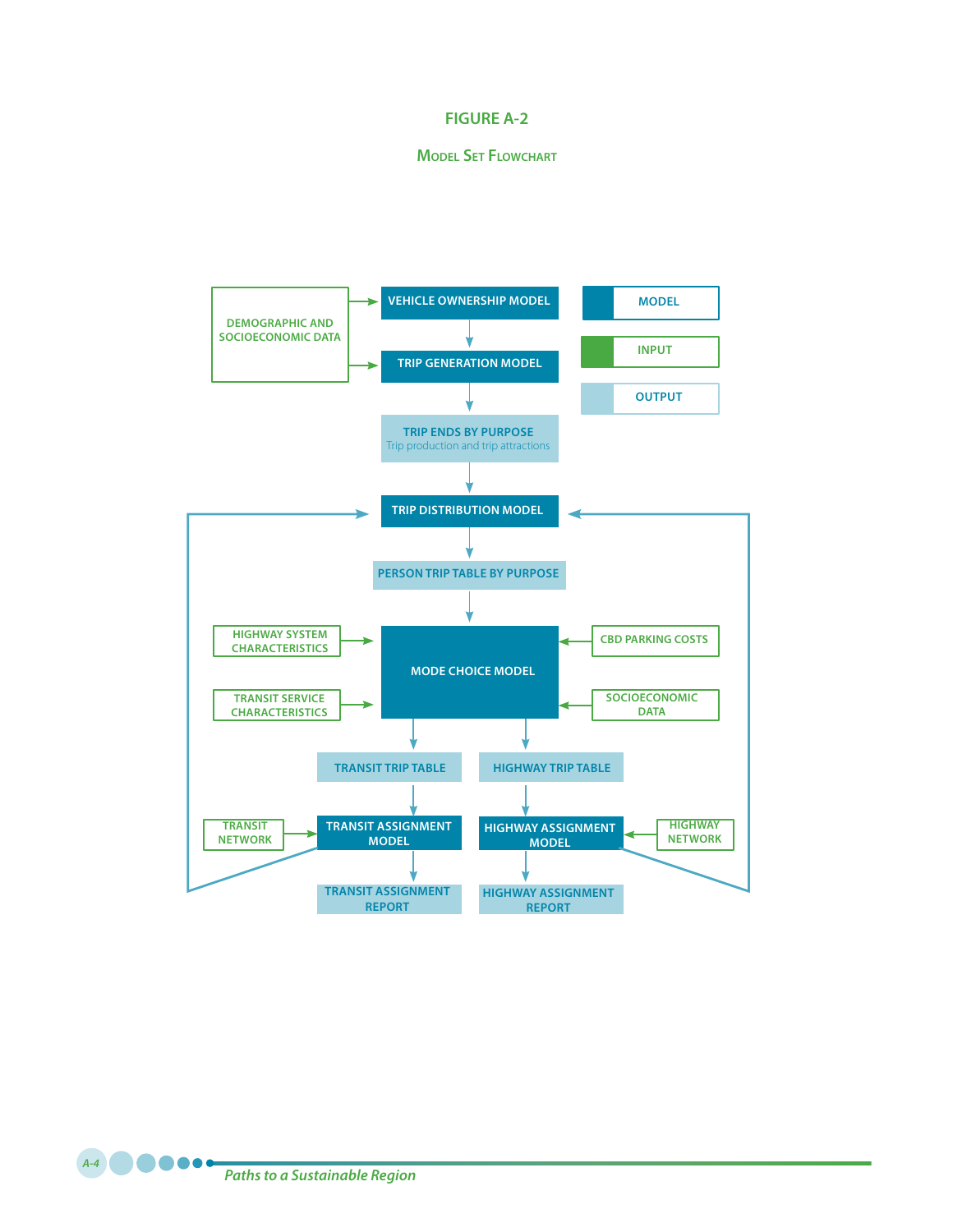## FIGURE A-2

### Model Set Flowchart

DEMOGRAPHIC AND SOCIOECONOMIC DATA

VEHICLE OWNERSHIP MODEL

TRIP GENERATION MODEL

TRIP ENDS BY PURPOSE
Trip production and trip attractions

TRIP DISTRIBUTION MODEL

PERSON TRIP TABLE BY PURPOSE

HIGHWAY SYSTEM CHARACTERISTICS

TRANSIT SERVICE CHARACTERISTICS

MODE CHOICE MODEL

CBD PARKING COSTS

SOCIOECONOMIC DATA

TRANSIT TRIP TABLE

HIGHWAY TRIP TABLE

TRANSIT NETWORK

TRANSIT ASSIGNMENT MODEL

HIGHWAY ASSIGNMENT MODEL

HIGHWAY NETWORK

TRANSIT ASSIGNMENT REPORT

HIGHWAY ASSIGNMENT REPORT

MODEL

INPUT

OUTPUT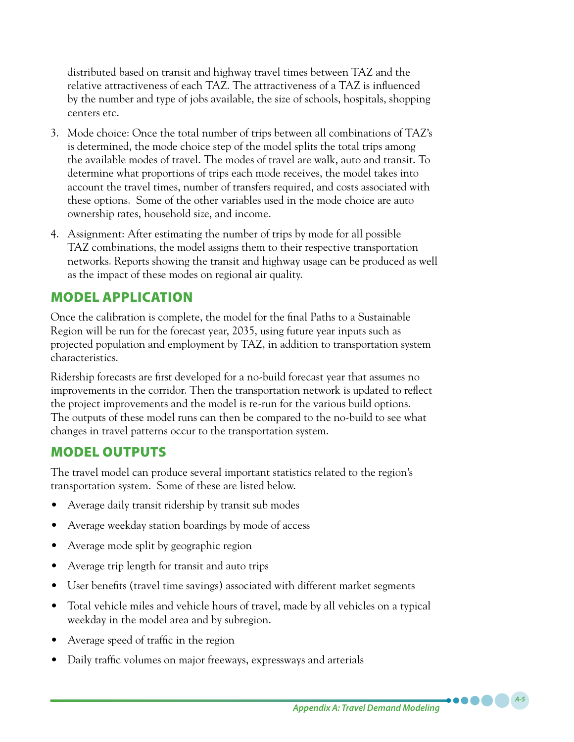distributed based on transit and highway travel times between TAZ and the relative attractiveness of each TAZ. The attractiveness of a TAZ is influenced by the number and type of jobs available, the size of schools, hospitals, shopping centers etc.

3. Mode choice: Once the total number of trips between all combinations of TAZ's is determined, the mode choice step of the model splits the total trips among the available modes of travel. The modes of travel are walk, auto and transit. To determine what proportions of trips each mode receives, the model takes into account the travel times, number of transfers required, and costs associated with these options. Some of the other variables used in the mode choice are auto ownership rates, household size, and income.

4. Assignment: After estimating the number of trips by mode for all possible TAZ combinations, the model assigns them to their respective transportation networks. Reports showing the transit and highway usage can be produced as well as the impact of these modes on regional air quality.

## MODEL APPLICATION

Once the calibration is complete, the model for the final Paths to a Sustainable Region will be run for the forecast year, 2035, using future year inputs such as projected population and employment by TAZ, in addition to transportation system characteristics.

Ridership forecasts are first developed for a no-build forecast year that assumes no improvements in the corridor. Then the transportation network is updated to reflect the project improvements and the model is re-run for the various build options. The outputs of these model runs can then be compared to the no-build to see what changes in travel patterns occur to the transportation system.

## MODEL OUTPUTS

The travel model can produce several important statistics related to the region's transportation system. Some of these are listed below.

- Average daily transit ridership by transit sub modes
- Average weekday station boardings by mode of access
- Average mode split by geographic region
- Average trip length for transit and auto trips
- User benefits (travel time savings) associated with different market segments
- Total vehicle miles and vehicle hours of travel, made by all vehicles on a typical weekday in the model area and by subregion.
- Average speed of traffic in the region
- Daily traffic volumes on major freeways, expressways and arterials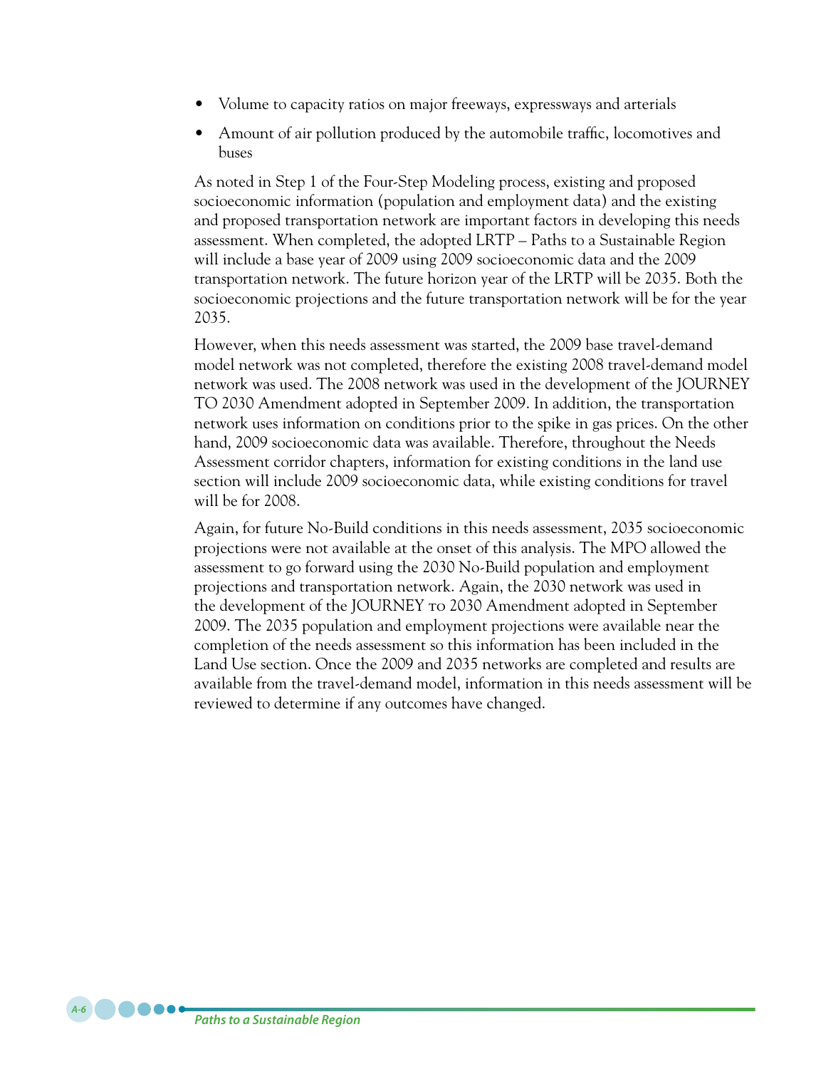- Volume to capacity ratios on major freeways, expressways and arterials
- Amount of air pollution produced by the automobile traffic, locomotives and buses

As noted in Step 1 of the Four-Step Modeling process, existing and proposed socioeconomic information (population and employment data) and the existing and proposed transportation network are important factors in developing this needs assessment. When completed, the adopted LRTP – Paths to a Sustainable Region will include a base year of 2009 using 2009 socioeconomic data and the 2009 transportation network. The future horizon year of the LRTP will be 2035. Both the socioeconomic projections and the future transportation network will be for the year 2035.

However, when this needs assessment was started, the 2009 base travel-demand model network was not completed, therefore the existing 2008 travel-demand model network was used. The 2008 network was used in the development of the JOURNEY TO 2030 Amendment adopted in September 2009. In addition, the transportation network uses information on conditions prior to the spike in gas prices. On the other hand, 2009 socioeconomic data was available. Therefore, throughout the Needs Assessment corridor chapters, information for existing conditions in the land use section will include 2009 socioeconomic data, while existing conditions for travel will be for 2008.

Again, for future No-Build conditions in this needs assessment, 2035 socioeconomic projections were not available at the onset of this analysis. The MPO allowed the assessment to go forward using the 2030 No-Build population and employment projections and transportation network. Again, the 2030 network was used in the development of the JOURNEY TO 2030 Amendment adopted in September 2009. The 2035 population and employment projections were available near the completion of the needs assessment so this information has been included in the Land Use section. Once the 2009 and 2035 networks are completed and results are available from the travel-demand model, information in this needs assessment will be reviewed to determine if any outcomes have changed.